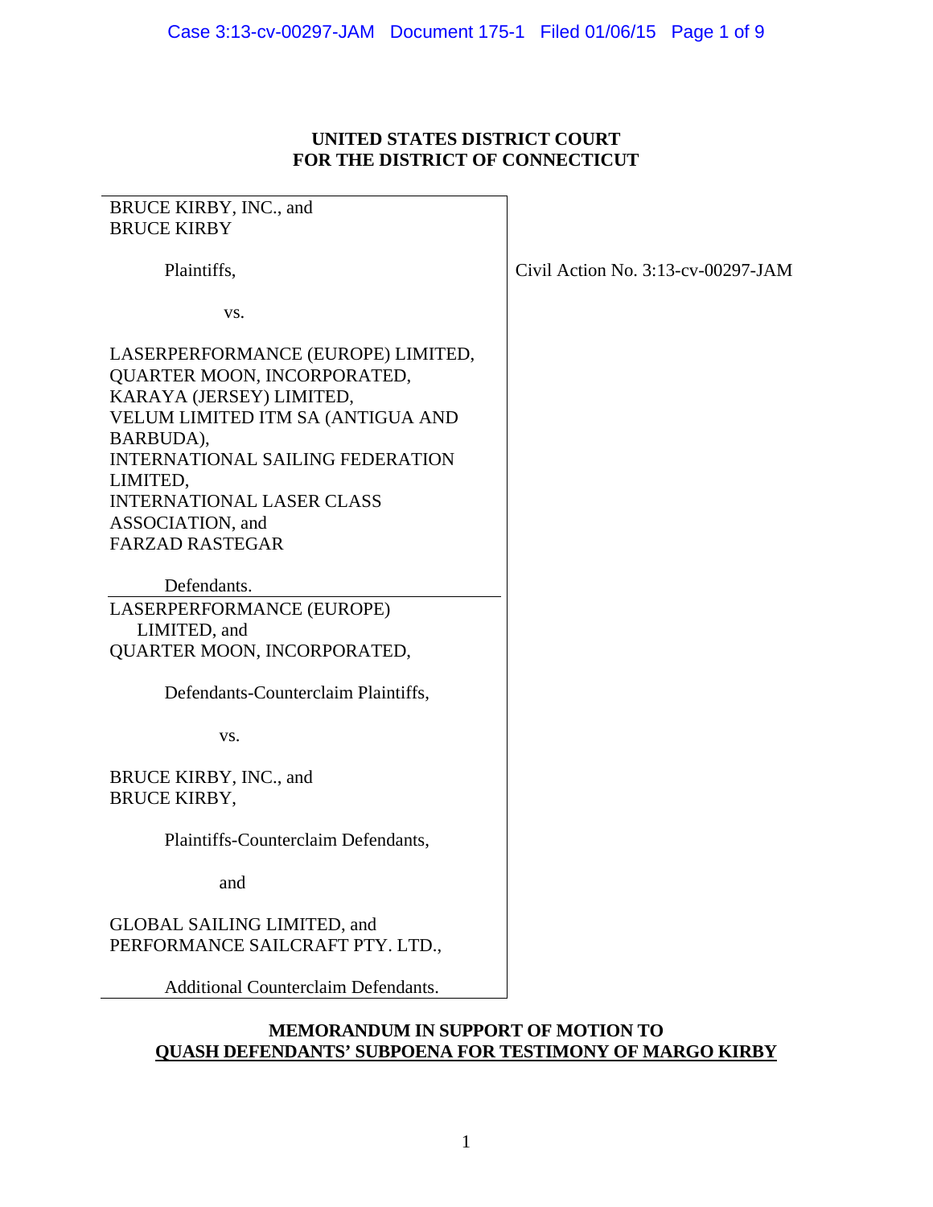**UNITED STATES DISTRICT COURT**
**FOR THE DISTRICT OF CONNECTICUT**

BRUCE KIRBY, INC., and
BRUCE KIRBY

Plaintiffs,

vs.

LASERPERFORMANCE (EUROPE) LIMITED,
QUARTER MOON, INCORPORATED,
KARAYA (JERSEY) LIMITED,
VELUM LIMITED ITM SA (ANTIGUA AND BARBUDA),
INTERNATIONAL SAILING FEDERATION LIMITED,
INTERNATIONAL LASER CLASS ASSOCIATION, and
FARZAD RASTEGAR

Defendants.

LASERPERFORMANCE (EUROPE) LIMITED, and
QUARTER MOON, INCORPORATED,

Defendants-Counterclaim Plaintiffs,

vs.

BRUCE KIRBY, INC., and
BRUCE KIRBY,

Plaintiffs-Counterclaim Defendants,

and

GLOBAL SAILING LIMITED, and
PERFORMANCE SAILCRAFT PTY. LTD.,

Additional Counterclaim Defendants.

Civil Action No. 3:13-cv-00297-JAM

**MEMORANDUM IN SUPPORT OF MOTION TO**
**QUASH DEFENDANTS' SUBPOENA FOR TESTIMONY OF MARGO KIRBY**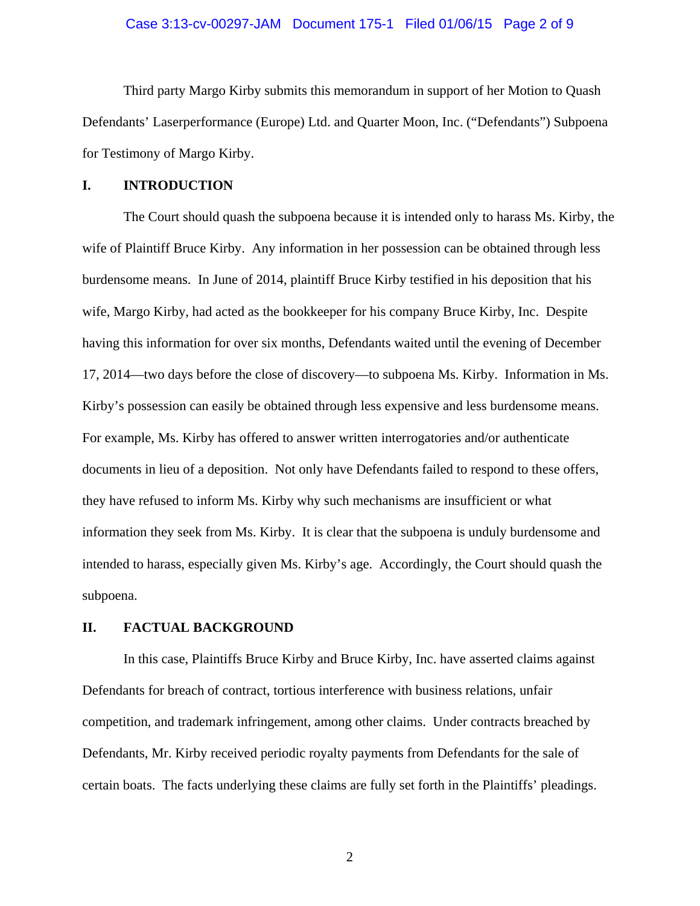Third party Margo Kirby submits this memorandum in support of her Motion to Quash Defendants' Laserperformance (Europe) Ltd. and Quarter Moon, Inc. ("Defendants") Subpoena for Testimony of Margo Kirby.

## I. INTRODUCTION

The Court should quash the subpoena because it is intended only to harass Ms. Kirby, the wife of Plaintiff Bruce Kirby. Any information in her possession can be obtained through less burdensome means. In June of 2014, plaintiff Bruce Kirby testified in his deposition that his wife, Margo Kirby, had acted as the bookkeeper for his company Bruce Kirby, Inc. Despite having this information for over six months, Defendants waited until the evening of December 17, 2014—two days before the close of discovery—to subpoena Ms. Kirby. Information in Ms. Kirby's possession can easily be obtained through less expensive and less burdensome means. For example, Ms. Kirby has offered to answer written interrogatories and/or authenticate documents in lieu of a deposition. Not only have Defendants failed to respond to these offers, they have refused to inform Ms. Kirby why such mechanisms are insufficient or what information they seek from Ms. Kirby. It is clear that the subpoena is unduly burdensome and intended to harass, especially given Ms. Kirby's age. Accordingly, the Court should quash the subpoena.

## II. FACTUAL BACKGROUND

In this case, Plaintiffs Bruce Kirby and Bruce Kirby, Inc. have asserted claims against Defendants for breach of contract, tortious interference with business relations, unfair competition, and trademark infringement, among other claims. Under contracts breached by Defendants, Mr. Kirby received periodic royalty payments from Defendants for the sale of certain boats. The facts underlying these claims are fully set forth in the Plaintiffs' pleadings.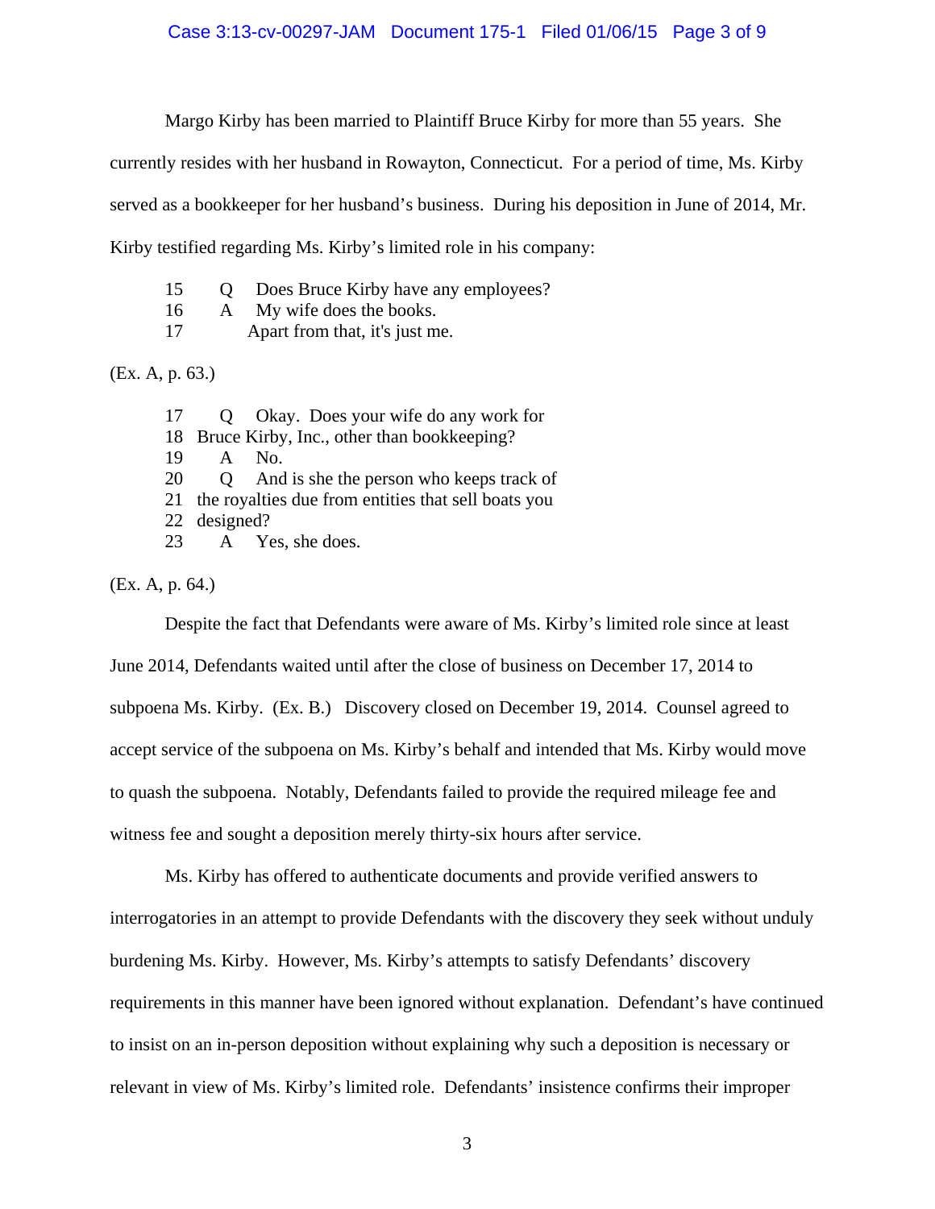Margo Kirby has been married to Plaintiff Bruce Kirby for more than 55 years. She currently resides with her husband in Rowayton, Connecticut. For a period of time, Ms. Kirby served as a bookkeeper for her husband's business. During his deposition in June of 2014, Mr. Kirby testified regarding Ms. Kirby's limited role in his company:

> 15 Q Does Bruce Kirby have any employees?
> 16 A My wife does the books.
> 17 Apart from that, it's just me.

(Ex. A, p. 63.)

> 17 Q Okay. Does your wife do any work for
> 18 Bruce Kirby, Inc., other than bookkeeping?
> 19 A No.
> 20 Q And is she the person who keeps track of
> 21 the royalties due from entities that sell boats you
> 22 designed?
> 23 A Yes, she does.

(Ex. A, p. 64.)

Despite the fact that Defendants were aware of Ms. Kirby's limited role since at least June 2014, Defendants waited until after the close of business on December 17, 2014 to subpoena Ms. Kirby. (Ex. B.) Discovery closed on December 19, 2014. Counsel agreed to accept service of the subpoena on Ms. Kirby's behalf and intended that Ms. Kirby would move to quash the subpoena. Notably, Defendants failed to provide the required mileage fee and witness fee and sought a deposition merely thirty-six hours after service.

Ms. Kirby has offered to authenticate documents and provide verified answers to interrogatories in an attempt to provide Defendants with the discovery they seek without unduly burdening Ms. Kirby. However, Ms. Kirby's attempts to satisfy Defendants' discovery requirements in this manner have been ignored without explanation. Defendant's have continued to insist on an in-person deposition without explaining why such a deposition is necessary or relevant in view of Ms. Kirby's limited role. Defendants' insistence confirms their improper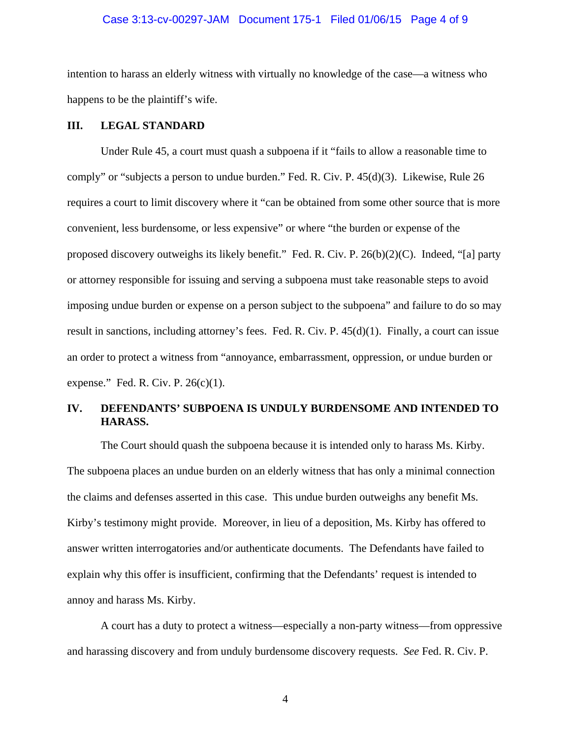intention to harass an elderly witness with virtually no knowledge of the case—a witness who happens to be the plaintiff's wife.

## III. LEGAL STANDARD

Under Rule 45, a court must quash a subpoena if it "fails to allow a reasonable time to comply" or "subjects a person to undue burden." Fed. R. Civ. P. 45(d)(3). Likewise, Rule 26 requires a court to limit discovery where it "can be obtained from some other source that is more convenient, less burdensome, or less expensive" or where "the burden or expense of the proposed discovery outweighs its likely benefit." Fed. R. Civ. P. 26(b)(2)(C). Indeed, "[a] party or attorney responsible for issuing and serving a subpoena must take reasonable steps to avoid imposing undue burden or expense on a person subject to the subpoena" and failure to do so may result in sanctions, including attorney's fees. Fed. R. Civ. P. 45(d)(1). Finally, a court can issue an order to protect a witness from "annoyance, embarrassment, oppression, or undue burden or expense." Fed. R. Civ. P. 26(c)(1).

## IV. DEFENDANTS' SUBPOENA IS UNDULY BURDENSOME AND INTENDED TO HARASS.

The Court should quash the subpoena because it is intended only to harass Ms. Kirby. The subpoena places an undue burden on an elderly witness that has only a minimal connection the claims and defenses asserted in this case. This undue burden outweighs any benefit Ms. Kirby's testimony might provide. Moreover, in lieu of a deposition, Ms. Kirby has offered to answer written interrogatories and/or authenticate documents. The Defendants have failed to explain why this offer is insufficient, confirming that the Defendants' request is intended to annoy and harass Ms. Kirby.

A court has a duty to protect a witness—especially a non-party witness—from oppressive and harassing discovery and from unduly burdensome discovery requests. *See* Fed. R. Civ. P.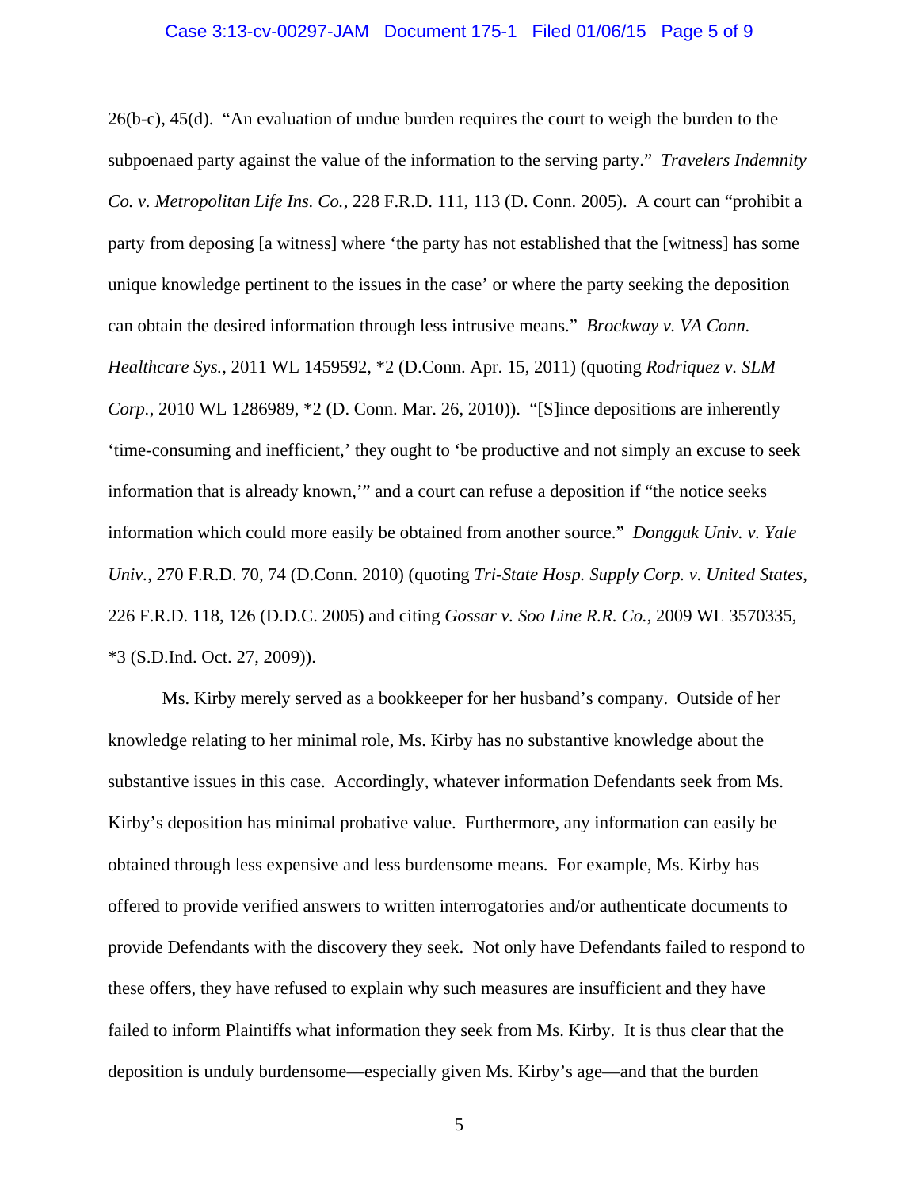26(b-c), 45(d). "An evaluation of undue burden requires the court to weigh the burden to the subpoenaed party against the value of the information to the serving party." *Travelers Indemnity Co. v. Metropolitan Life Ins. Co.*, 228 F.R.D. 111, 113 (D. Conn. 2005). A court can "prohibit a party from deposing [a witness] where 'the party has not established that the [witness] has some unique knowledge pertinent to the issues in the case' or where the party seeking the deposition can obtain the desired information through less intrusive means." *Brockway v. VA Conn. Healthcare Sys.*, 2011 WL 1459592, *2 (D.Conn. Apr. 15, 2011) (quoting *Rodriquez v. SLM Corp.*, 2010 WL 1286989, *2 (D. Conn. Mar. 26, 2010)). "[S]ince depositions are inherently 'time-consuming and inefficient,' they ought to 'be productive and not simply an excuse to seek information that is already known,'" and a court can refuse a deposition if "the notice seeks information which could more easily be obtained from another source." *Dongguk Univ. v. Yale Univ.*, 270 F.R.D. 70, 74 (D.Conn. 2010) (quoting *Tri-State Hosp. Supply Corp. v. United States*, 226 F.R.D. 118, 126 (D.D.C. 2005) and citing *Gossar v. Soo Line R.R. Co.*, 2009 WL 3570335, *3 (S.D.Ind. Oct. 27, 2009)).

Ms. Kirby merely served as a bookkeeper for her husband's company. Outside of her knowledge relating to her minimal role, Ms. Kirby has no substantive knowledge about the substantive issues in this case. Accordingly, whatever information Defendants seek from Ms. Kirby's deposition has minimal probative value. Furthermore, any information can easily be obtained through less expensive and less burdensome means. For example, Ms. Kirby has offered to provide verified answers to written interrogatories and/or authenticate documents to provide Defendants with the discovery they seek. Not only have Defendants failed to respond to these offers, they have refused to explain why such measures are insufficient and they have failed to inform Plaintiffs what information they seek from Ms. Kirby. It is thus clear that the deposition is unduly burdensome—especially given Ms. Kirby's age—and that the burden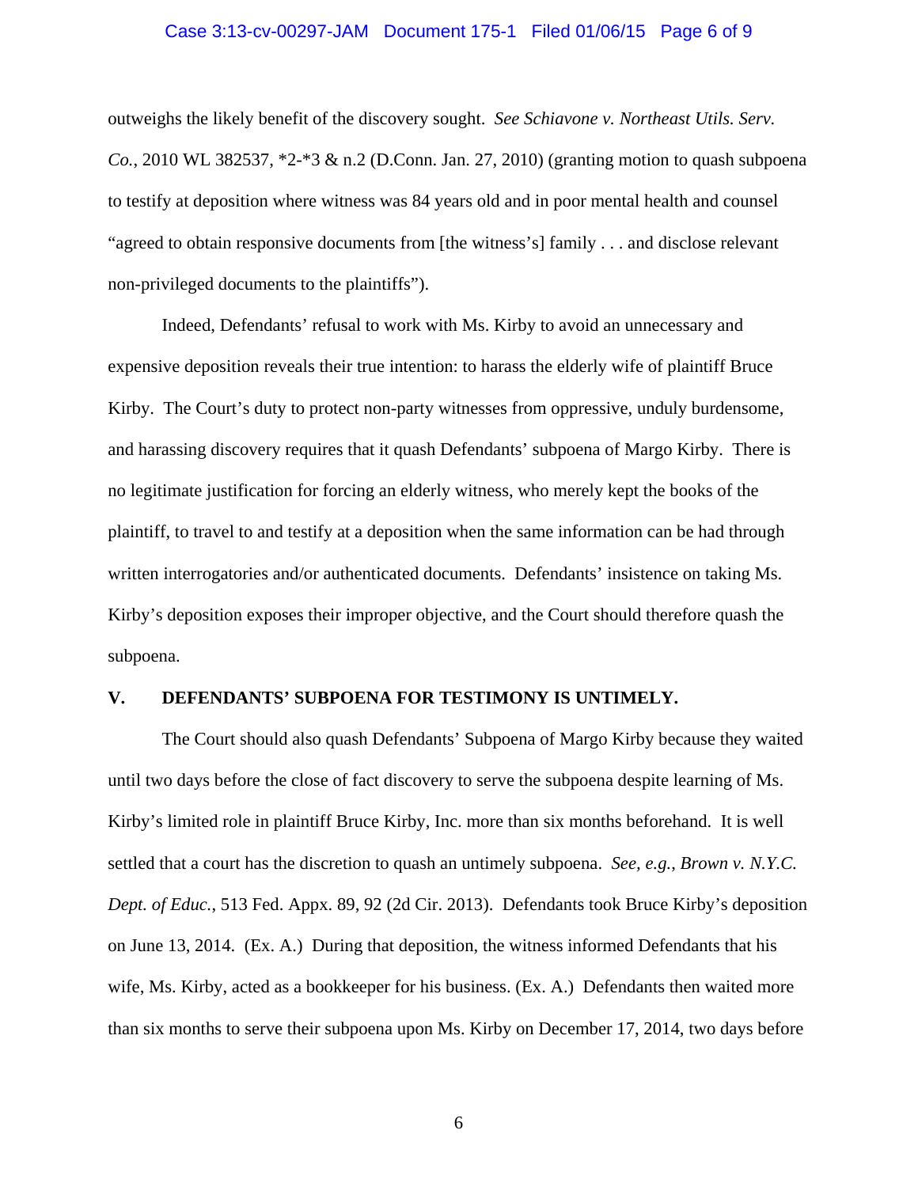outweighs the likely benefit of the discovery sought. *See Schiavone v. Northeast Utils. Serv. Co.*, 2010 WL 382537, *2-*3 & n.2 (D.Conn. Jan. 27, 2010) (granting motion to quash subpoena to testify at deposition where witness was 84 years old and in poor mental health and counsel "agreed to obtain responsive documents from [the witness's] family . . . and disclose relevant non-privileged documents to the plaintiffs").

Indeed, Defendants' refusal to work with Ms. Kirby to avoid an unnecessary and expensive deposition reveals their true intention: to harass the elderly wife of plaintiff Bruce Kirby. The Court's duty to protect non-party witnesses from oppressive, unduly burdensome, and harassing discovery requires that it quash Defendants' subpoena of Margo Kirby. There is no legitimate justification for forcing an elderly witness, who merely kept the books of the plaintiff, to travel to and testify at a deposition when the same information can be had through written interrogatories and/or authenticated documents. Defendants' insistence on taking Ms. Kirby's deposition exposes their improper objective, and the Court should therefore quash the subpoena.

## V. DEFENDANTS' SUBPOENA FOR TESTIMONY IS UNTIMELY.

The Court should also quash Defendants' Subpoena of Margo Kirby because they waited until two days before the close of fact discovery to serve the subpoena despite learning of Ms. Kirby's limited role in plaintiff Bruce Kirby, Inc. more than six months beforehand. It is well settled that a court has the discretion to quash an untimely subpoena. *See, e.g., Brown v. N.Y.C. Dept. of Educ.*, 513 Fed. Appx. 89, 92 (2d Cir. 2013). Defendants took Bruce Kirby's deposition on June 13, 2014. (Ex. A.) During that deposition, the witness informed Defendants that his wife, Ms. Kirby, acted as a bookkeeper for his business. (Ex. A.) Defendants then waited more than six months to serve their subpoena upon Ms. Kirby on December 17, 2014, two days before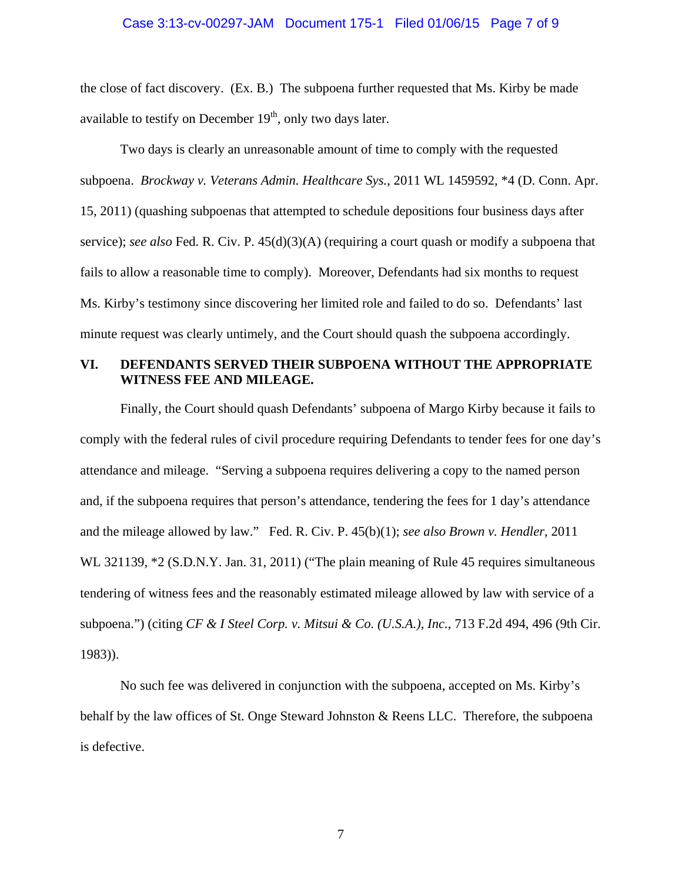the close of fact discovery. (Ex. B.) The subpoena further requested that Ms. Kirby be made available to testify on December 19th, only two days later.

Two days is clearly an unreasonable amount of time to comply with the requested subpoena. *Brockway v. Veterans Admin. Healthcare Sys.*, 2011 WL 1459592, *4 (D. Conn. Apr. 15, 2011) (quashing subpoenas that attempted to schedule depositions four business days after service); *see also* Fed. R. Civ. P. 45(d)(3)(A) (requiring a court quash or modify a subpoena that fails to allow a reasonable time to comply). Moreover, Defendants had six months to request Ms. Kirby's testimony since discovering her limited role and failed to do so. Defendants' last minute request was clearly untimely, and the Court should quash the subpoena accordingly.

## VI. DEFENDANTS SERVED THEIR SUBPOENA WITHOUT THE APPROPRIATE WITNESS FEE AND MILEAGE.

Finally, the Court should quash Defendants' subpoena of Margo Kirby because it fails to comply with the federal rules of civil procedure requiring Defendants to tender fees for one day's attendance and mileage. "Serving a subpoena requires delivering a copy to the named person and, if the subpoena requires that person's attendance, tendering the fees for 1 day's attendance and the mileage allowed by law." Fed. R. Civ. P. 45(b)(1); *see also Brown v. Hendler*, 2011 WL 321139, *2 (S.D.N.Y. Jan. 31, 2011) ("The plain meaning of Rule 45 requires simultaneous tendering of witness fees and the reasonably estimated mileage allowed by law with service of a subpoena.") (citing *CF & I Steel Corp. v. Mitsui & Co. (U.S.A.), Inc.*, 713 F.2d 494, 496 (9th Cir. 1983)).

No such fee was delivered in conjunction with the subpoena, accepted on Ms. Kirby's behalf by the law offices of St. Onge Steward Johnston & Reens LLC. Therefore, the subpoena is defective.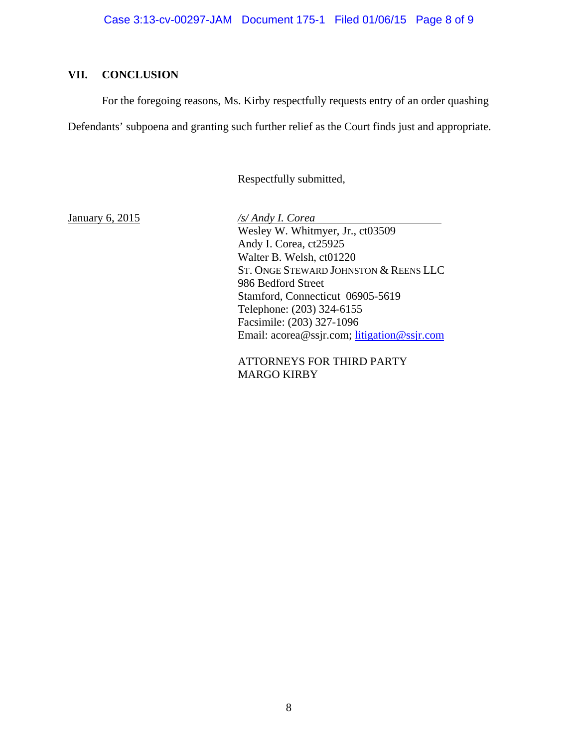## VII. CONCLUSION

For the foregoing reasons, Ms. Kirby respectfully requests entry of an order quashing Defendants' subpoena and granting such further relief as the Court finds just and appropriate.

Respectfully submitted,

January 6, 2015

*/s/ Andy I. Corea*
Wesley W. Whitmyer, Jr., ct03509
Andy I. Corea, ct25925
Walter B. Welsh, ct01220
ST. ONGE STEWARD JOHNSTON & REENS LLC
986 Bedford Street
Stamford, Connecticut 06905-5619
Telephone: (203) 324-6155
Facsimile: (203) 327-1096
Email: acorea@ssjr.com; litigation@ssjr.com

ATTORNEYS FOR THIRD PARTY
MARGO KIRBY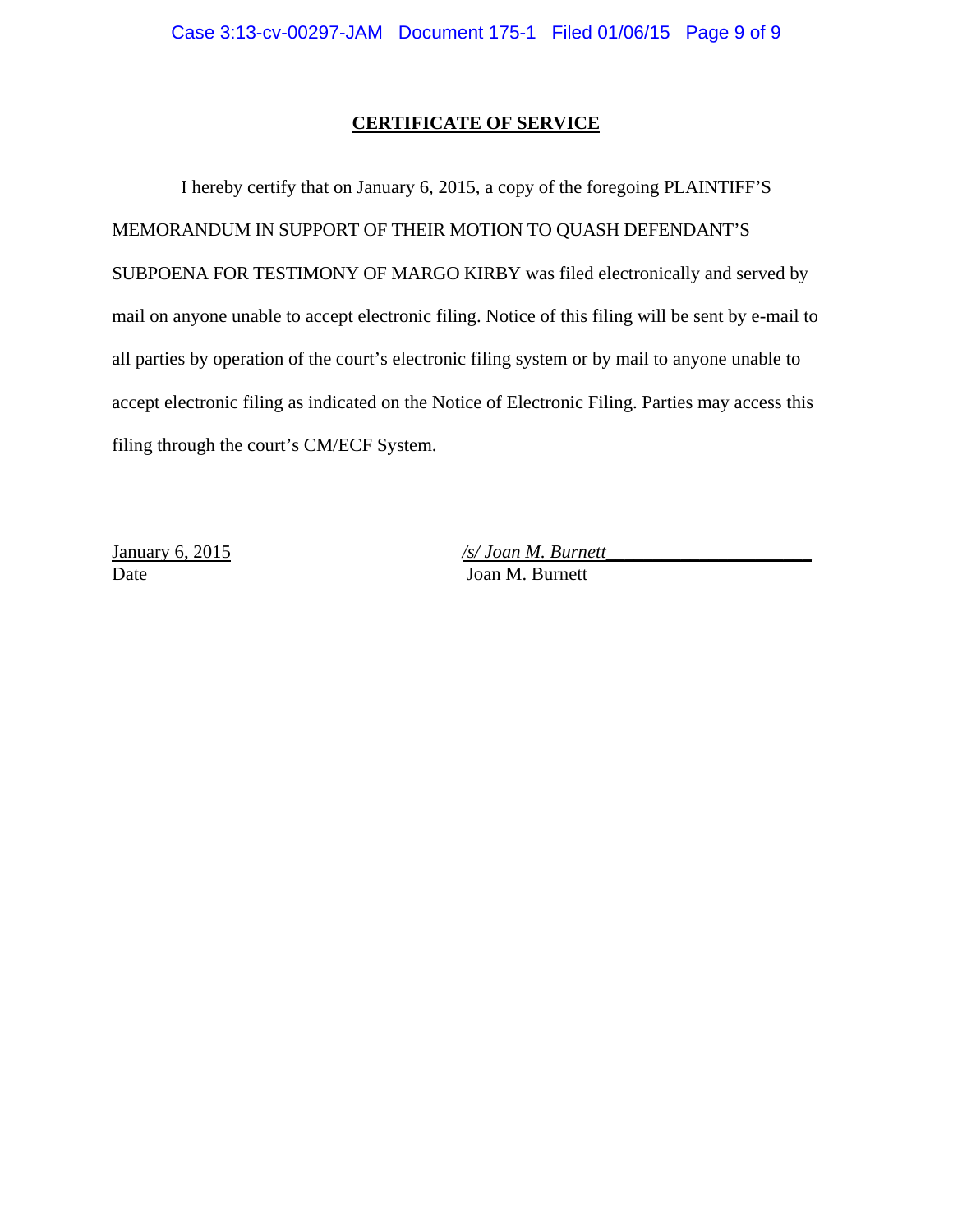## CERTIFICATE OF SERVICE

I hereby certify that on January 6, 2015, a copy of the foregoing PLAINTIFF'S MEMORANDUM IN SUPPORT OF THEIR MOTION TO QUASH DEFENDANT'S SUBPOENA FOR TESTIMONY OF MARGO KIRBY was filed electronically and served by mail on anyone unable to accept electronic filing. Notice of this filing will be sent by e-mail to all parties by operation of the court's electronic filing system or by mail to anyone unable to accept electronic filing as indicated on the Notice of Electronic Filing. Parties may access this filing through the court's CM/ECF System.

January 6, 2015 — *\/s\/ Joan M. Burnett*
Date — Joan M. Burnett